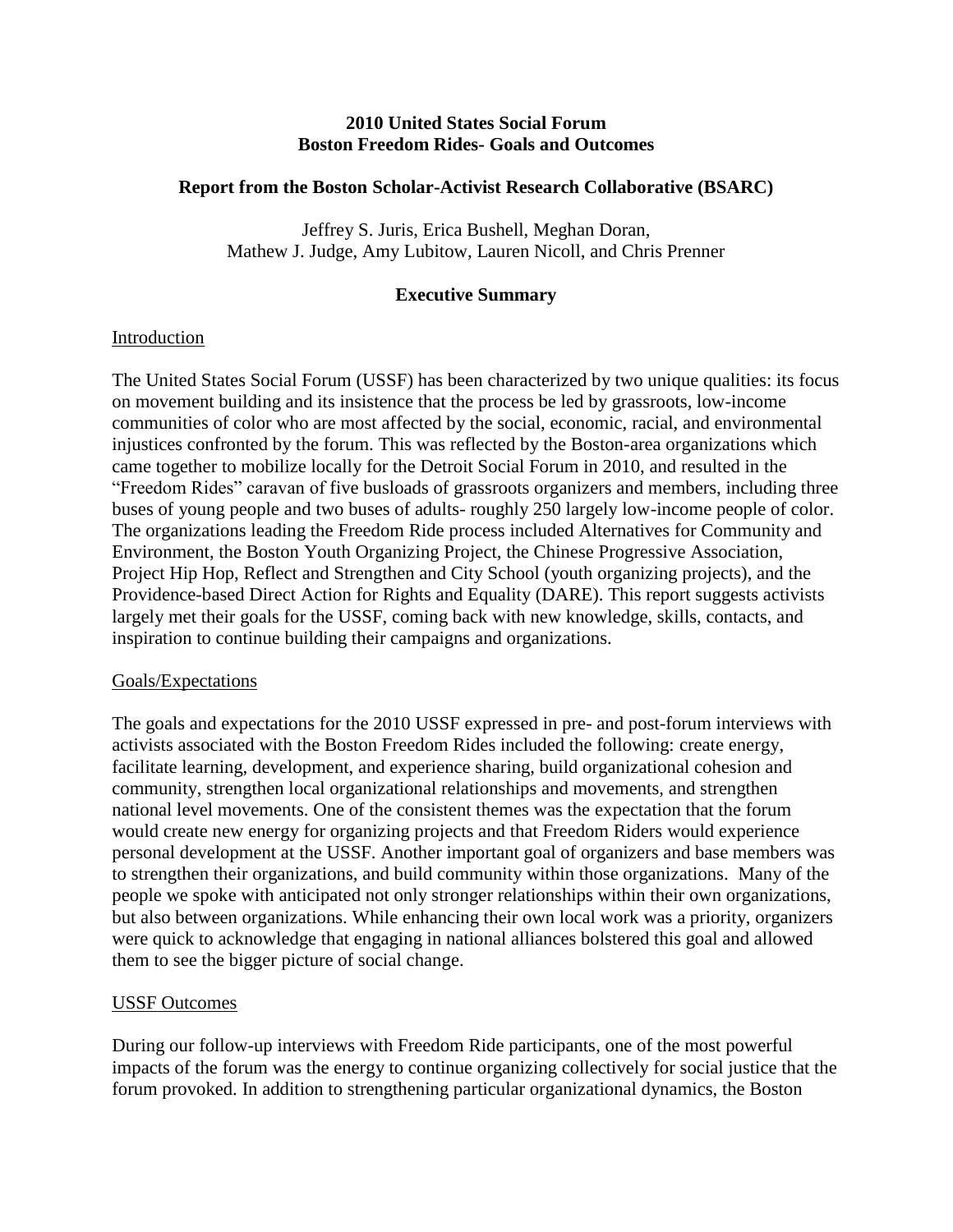# 2010 United States Social Forum
# Boston Freedom Rides- Goals and Outcomes

## Report from the Boston Scholar-Activist Research Collaborative (BSARC)

Jeffrey S. Juris, Erica Bushell, Meghan Doran,
Mathew J. Judge, Amy Lubitow, Lauren Nicoll, and Chris Prenner

## Executive Summary

### Introduction

The United States Social Forum (USSF) has been characterized by two unique qualities: its focus on movement building and its insistence that the process be led by grassroots, low-income communities of color who are most affected by the social, economic, racial, and environmental injustices confronted by the forum. This was reflected by the Boston-area organizations which came together to mobilize locally for the Detroit Social Forum in 2010, and resulted in the "Freedom Rides" caravan of five busloads of grassroots organizers and members, including three buses of young people and two buses of adults- roughly 250 largely low-income people of color. The organizations leading the Freedom Ride process included Alternatives for Community and Environment, the Boston Youth Organizing Project, the Chinese Progressive Association, Project Hip Hop, Reflect and Strengthen and City School (youth organizing projects), and the Providence-based Direct Action for Rights and Equality (DARE). This report suggests activists largely met their goals for the USSF, coming back with new knowledge, skills, contacts, and inspiration to continue building their campaigns and organizations.

### Goals/Expectations

The goals and expectations for the 2010 USSF expressed in pre- and post-forum interviews with activists associated with the Boston Freedom Rides included the following: create energy, facilitate learning, development, and experience sharing, build organizational cohesion and community, strengthen local organizational relationships and movements, and strengthen national level movements. One of the consistent themes was the expectation that the forum would create new energy for organizing projects and that Freedom Riders would experience personal development at the USSF. Another important goal of organizers and base members was to strengthen their organizations, and build community within those organizations. Many of the people we spoke with anticipated not only stronger relationships within their own organizations, but also between organizations. While enhancing their own local work was a priority, organizers were quick to acknowledge that engaging in national alliances bolstered this goal and allowed them to see the bigger picture of social change.

### USSF Outcomes

During our follow-up interviews with Freedom Ride participants, one of the most powerful impacts of the forum was the energy to continue organizing collectively for social justice that the forum provoked. In addition to strengthening particular organizational dynamics, the Boston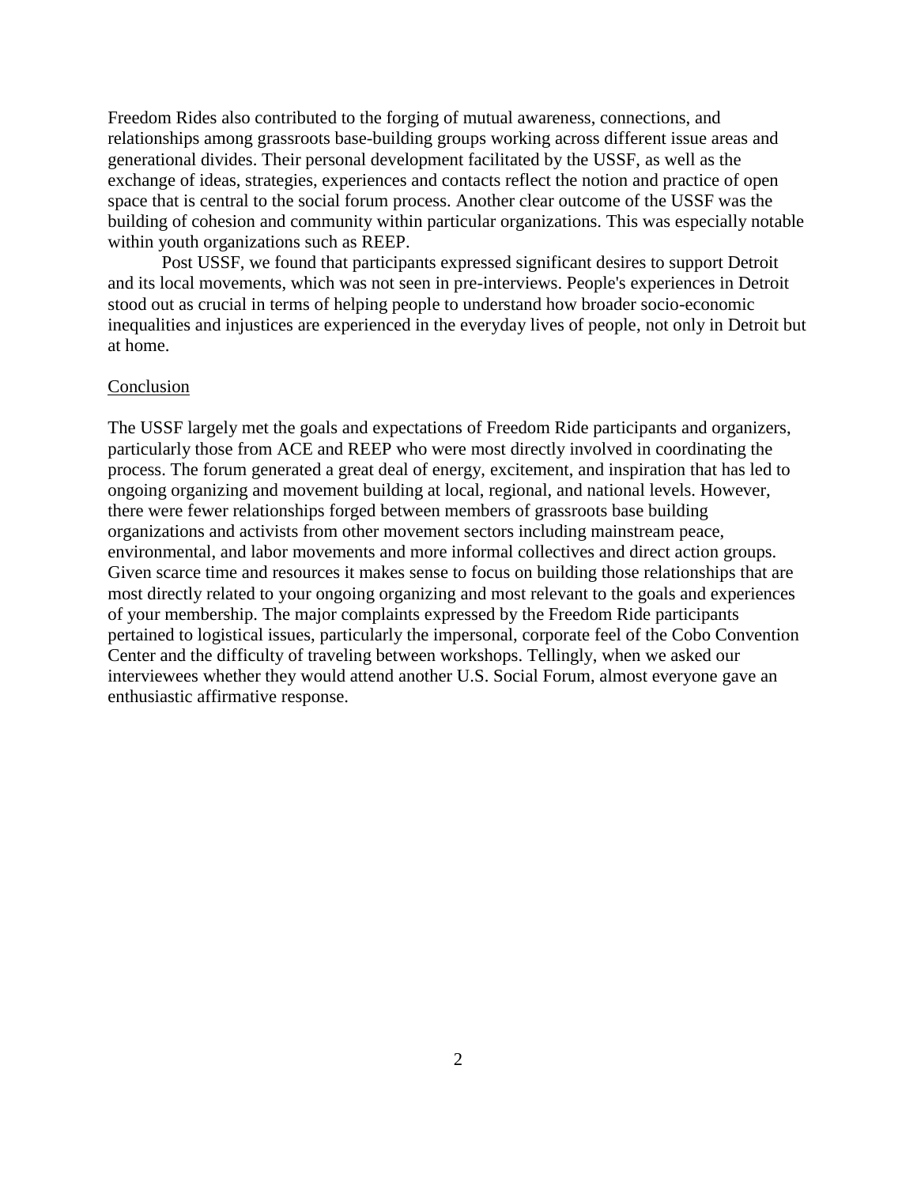Freedom Rides also contributed to the forging of mutual awareness, connections, and relationships among grassroots base-building groups working across different issue areas and generational divides. Their personal development facilitated by the USSF, as well as the exchange of ideas, strategies, experiences and contacts reflect the notion and practice of open space that is central to the social forum process. Another clear outcome of the USSF was the building of cohesion and community within particular organizations. This was especially notable within youth organizations such as REEP.

Post USSF, we found that participants expressed significant desires to support Detroit and its local movements, which was not seen in pre-interviews. People's experiences in Detroit stood out as crucial in terms of helping people to understand how broader socio-economic inequalities and injustices are experienced in the everyday lives of people, not only in Detroit but at home.

## Conclusion

The USSF largely met the goals and expectations of Freedom Ride participants and organizers, particularly those from ACE and REEP who were most directly involved in coordinating the process. The forum generated a great deal of energy, excitement, and inspiration that has led to ongoing organizing and movement building at local, regional, and national levels. However, there were fewer relationships forged between members of grassroots base building organizations and activists from other movement sectors including mainstream peace, environmental, and labor movements and more informal collectives and direct action groups. Given scarce time and resources it makes sense to focus on building those relationships that are most directly related to your ongoing organizing and most relevant to the goals and experiences of your membership. The major complaints expressed by the Freedom Ride participants pertained to logistical issues, particularly the impersonal, corporate feel of the Cobo Convention Center and the difficulty of traveling between workshops. Tellingly, when we asked our interviewees whether they would attend another U.S. Social Forum, almost everyone gave an enthusiastic affirmative response.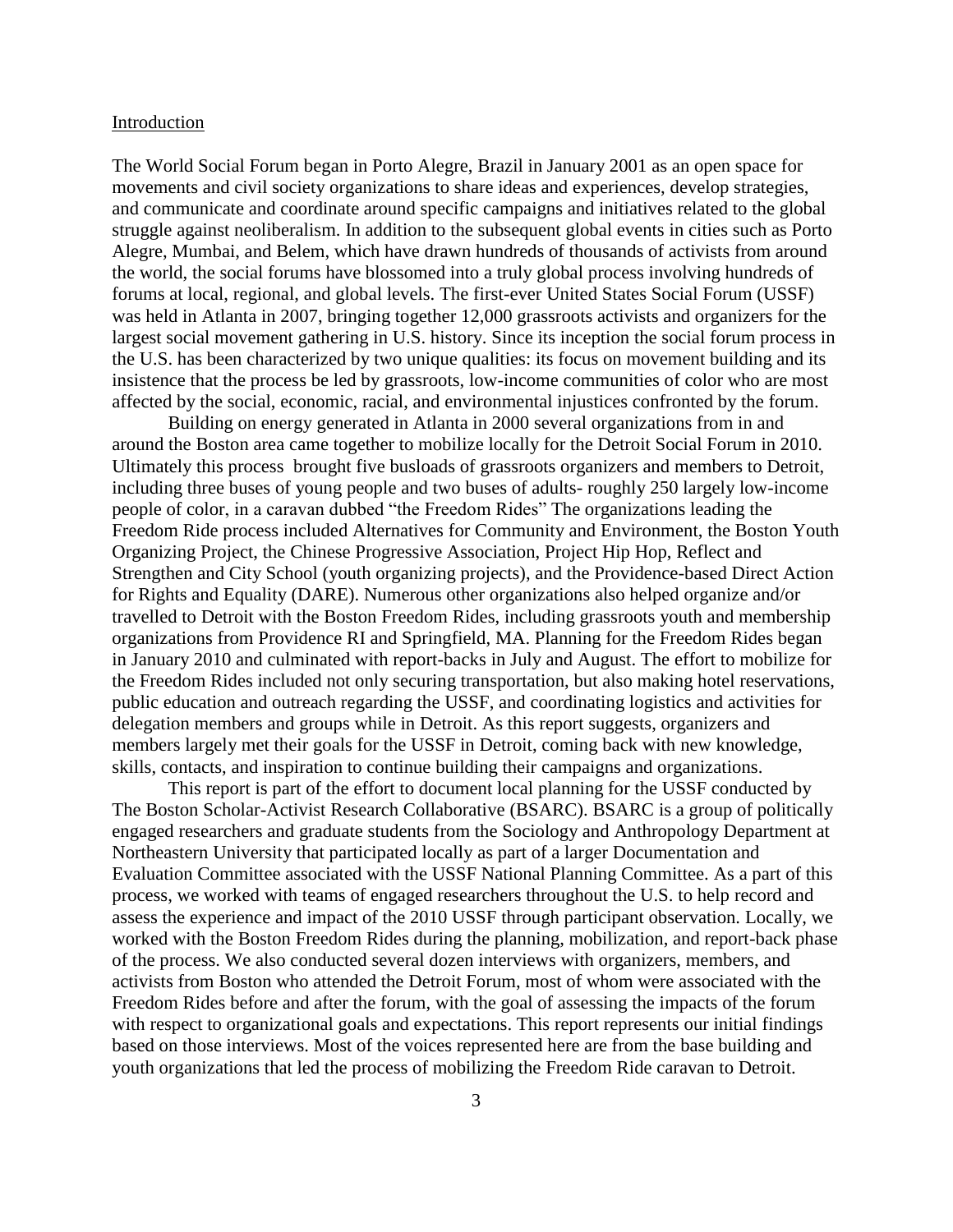Introduction

The World Social Forum began in Porto Alegre, Brazil in January 2001 as an open space for movements and civil society organizations to share ideas and experiences, develop strategies, and communicate and coordinate around specific campaigns and initiatives related to the global struggle against neoliberalism. In addition to the subsequent global events in cities such as Porto Alegre, Mumbai, and Belem, which have drawn hundreds of thousands of activists from around the world, the social forums have blossomed into a truly global process involving hundreds of forums at local, regional, and global levels. The first-ever United States Social Forum (USSF) was held in Atlanta in 2007, bringing together 12,000 grassroots activists and organizers for the largest social movement gathering in U.S. history. Since its inception the social forum process in the U.S. has been characterized by two unique qualities: its focus on movement building and its insistence that the process be led by grassroots, low-income communities of color who are most affected by the social, economic, racial, and environmental injustices confronted by the forum.

Building on energy generated in Atlanta in 2000 several organizations from in and around the Boston area came together to mobilize locally for the Detroit Social Forum in 2010. Ultimately this process brought five busloads of grassroots organizers and members to Detroit, including three buses of young people and two buses of adults- roughly 250 largely low-income people of color, in a caravan dubbed "the Freedom Rides" The organizations leading the Freedom Ride process included Alternatives for Community and Environment, the Boston Youth Organizing Project, the Chinese Progressive Association, Project Hip Hop, Reflect and Strengthen and City School (youth organizing projects), and the Providence-based Direct Action for Rights and Equality (DARE). Numerous other organizations also helped organize and/or travelled to Detroit with the Boston Freedom Rides, including grassroots youth and membership organizations from Providence RI and Springfield, MA. Planning for the Freedom Rides began in January 2010 and culminated with report-backs in July and August. The effort to mobilize for the Freedom Rides included not only securing transportation, but also making hotel reservations, public education and outreach regarding the USSF, and coordinating logistics and activities for delegation members and groups while in Detroit. As this report suggests, organizers and members largely met their goals for the USSF in Detroit, coming back with new knowledge, skills, contacts, and inspiration to continue building their campaigns and organizations.

This report is part of the effort to document local planning for the USSF conducted by The Boston Scholar-Activist Research Collaborative (BSARC). BSARC is a group of politically engaged researchers and graduate students from the Sociology and Anthropology Department at Northeastern University that participated locally as part of a larger Documentation and Evaluation Committee associated with the USSF National Planning Committee. As a part of this process, we worked with teams of engaged researchers throughout the U.S. to help record and assess the experience and impact of the 2010 USSF through participant observation. Locally, we worked with the Boston Freedom Rides during the planning, mobilization, and report-back phase of the process. We also conducted several dozen interviews with organizers, members, and activists from Boston who attended the Detroit Forum, most of whom were associated with the Freedom Rides before and after the forum, with the goal of assessing the impacts of the forum with respect to organizational goals and expectations. This report represents our initial findings based on those interviews. Most of the voices represented here are from the base building and youth organizations that led the process of mobilizing the Freedom Ride caravan to Detroit.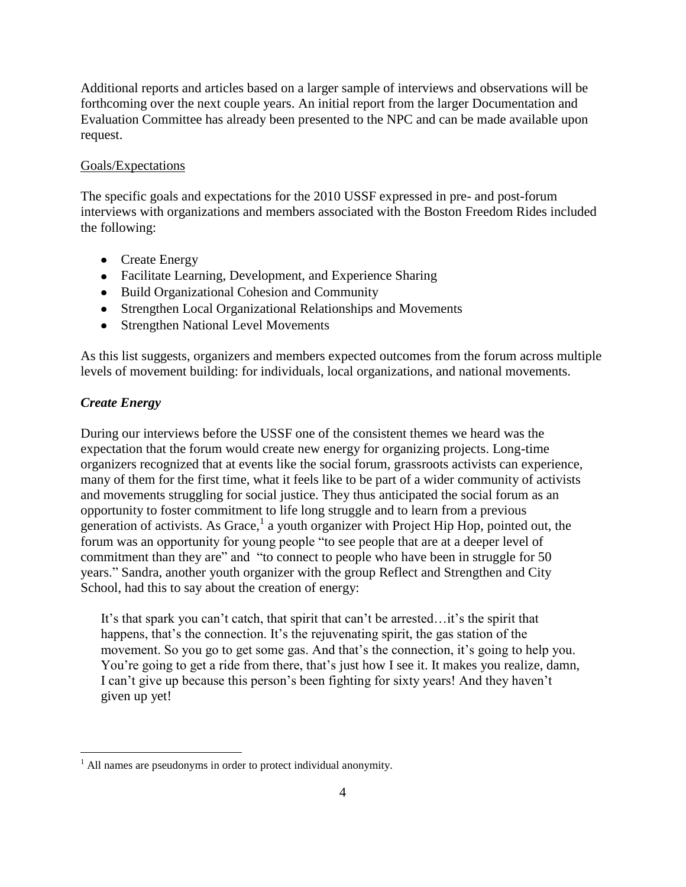Additional reports and articles based on a larger sample of interviews and observations will be forthcoming over the next couple years. An initial report from the larger Documentation and Evaluation Committee has already been presented to the NPC and can be made available upon request.

<u>Goals/Expectations</u>

The specific goals and expectations for the 2010 USSF expressed in pre- and post-forum interviews with organizations and members associated with the Boston Freedom Rides included the following:

- Create Energy
- Facilitate Learning, Development, and Experience Sharing
- Build Organizational Cohesion and Community
- Strengthen Local Organizational Relationships and Movements
- Strengthen National Level Movements

As this list suggests, organizers and members expected outcomes from the forum across multiple levels of movement building: for individuals, local organizations, and national movements.

***Create Energy***

During our interviews before the USSF one of the consistent themes we heard was the expectation that the forum would create new energy for organizing projects. Long-time organizers recognized that at events like the social forum, grassroots activists can experience, many of them for the first time, what it feels like to be part of a wider community of activists and movements struggling for social justice. They thus anticipated the social forum as an opportunity to foster commitment to life long struggle and to learn from a previous generation of activists. As Grace,[1] a youth organizer with Project Hip Hop, pointed out, the forum was an opportunity for young people "to see people that are at a deeper level of commitment than they are" and "to connect to people who have been in struggle for 50 years." Sandra, another youth organizer with the group Reflect and Strengthen and City School, had this to say about the creation of energy:

> It's that spark you can't catch, that spirit that can't be arrested…it's the spirit that happens, that's the connection. It's the rejuvenating spirit, the gas station of the movement. So you go to get some gas. And that's the connection, it's going to help you. You're going to get a ride from there, that's just how I see it. It makes you realize, damn, I can't give up because this person's been fighting for sixty years! And they haven't given up yet!

[1] All names are pseudonyms in order to protect individual anonymity.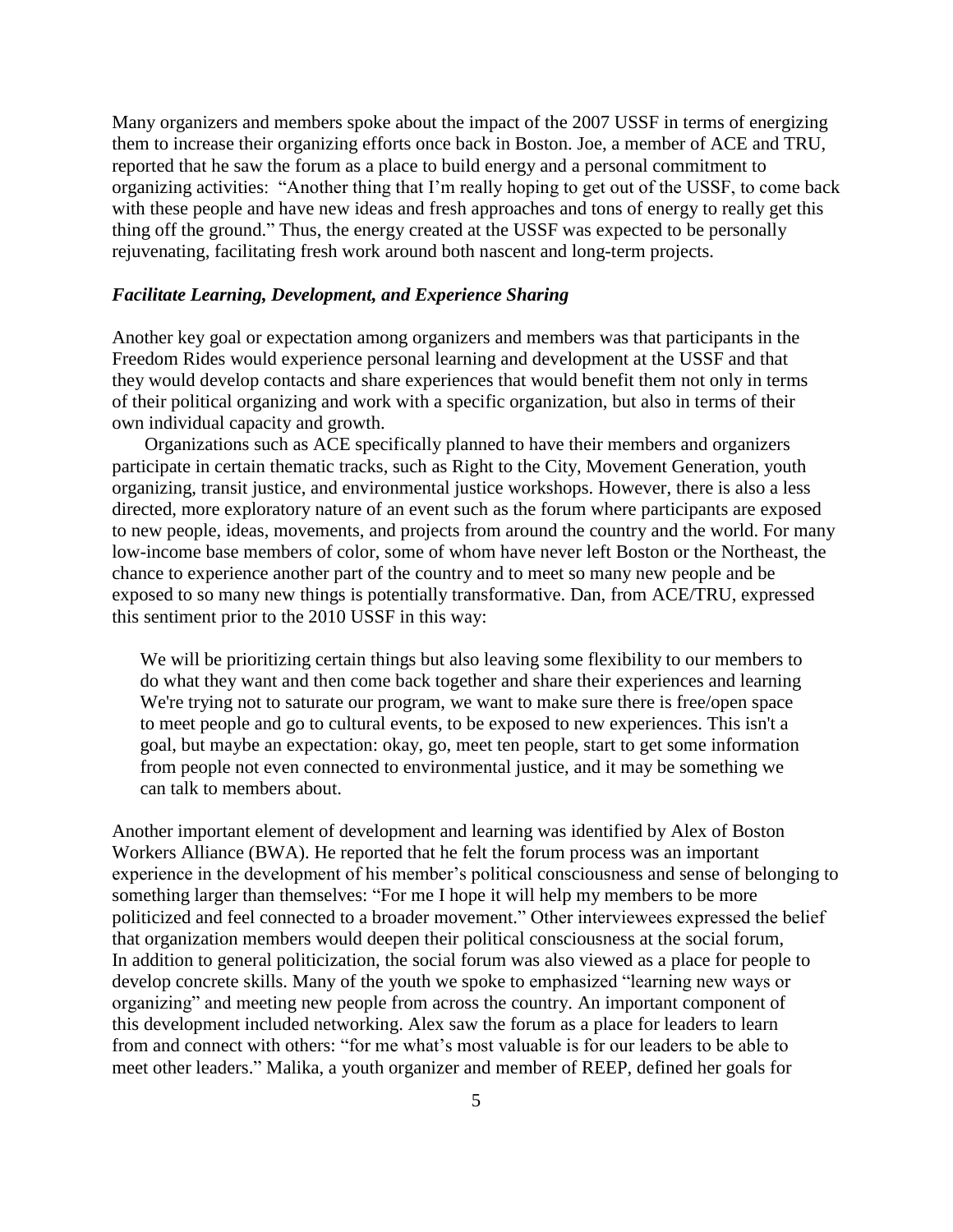Many organizers and members spoke about the impact of the 2007 USSF in terms of energizing them to increase their organizing efforts once back in Boston. Joe, a member of ACE and TRU, reported that he saw the forum as a place to build energy and a personal commitment to organizing activities: "Another thing that I'm really hoping to get out of the USSF, to come back with these people and have new ideas and fresh approaches and tons of energy to really get this thing off the ground." Thus, the energy created at the USSF was expected to be personally rejuvenating, facilitating fresh work around both nascent and long-term projects.

### *Facilitate Learning, Development, and Experience Sharing*

Another key goal or expectation among organizers and members was that participants in the Freedom Rides would experience personal learning and development at the USSF and that they would develop contacts and share experiences that would benefit them not only in terms of their political organizing and work with a specific organization, but also in terms of their own individual capacity and growth.

Organizations such as ACE specifically planned to have their members and organizers participate in certain thematic tracks, such as Right to the City, Movement Generation, youth organizing, transit justice, and environmental justice workshops. However, there is also a less directed, more exploratory nature of an event such as the forum where participants are exposed to new people, ideas, movements, and projects from around the country and the world. For many low-income base members of color, some of whom have never left Boston or the Northeast, the chance to experience another part of the country and to meet so many new people and be exposed to so many new things is potentially transformative. Dan, from ACE/TRU, expressed this sentiment prior to the 2010 USSF in this way:

> We will be prioritizing certain things but also leaving some flexibility to our members to do what they want and then come back together and share their experiences and learning We're trying not to saturate our program, we want to make sure there is free/open space to meet people and go to cultural events, to be exposed to new experiences. This isn't a goal, but maybe an expectation: okay, go, meet ten people, start to get some information from people not even connected to environmental justice, and it may be something we can talk to members about.

Another important element of development and learning was identified by Alex of Boston Workers Alliance (BWA). He reported that he felt the forum process was an important experience in the development of his member's political consciousness and sense of belonging to something larger than themselves: "For me I hope it will help my members to be more politicized and feel connected to a broader movement." Other interviewees expressed the belief that organization members would deepen their political consciousness at the social forum, In addition to general politicization, the social forum was also viewed as a place for people to develop concrete skills. Many of the youth we spoke to emphasized "learning new ways or organizing" and meeting new people from across the country. An important component of this development included networking. Alex saw the forum as a place for leaders to learn from and connect with others: "for me what's most valuable is for our leaders to be able to meet other leaders." Malika, a youth organizer and member of REEP, defined her goals for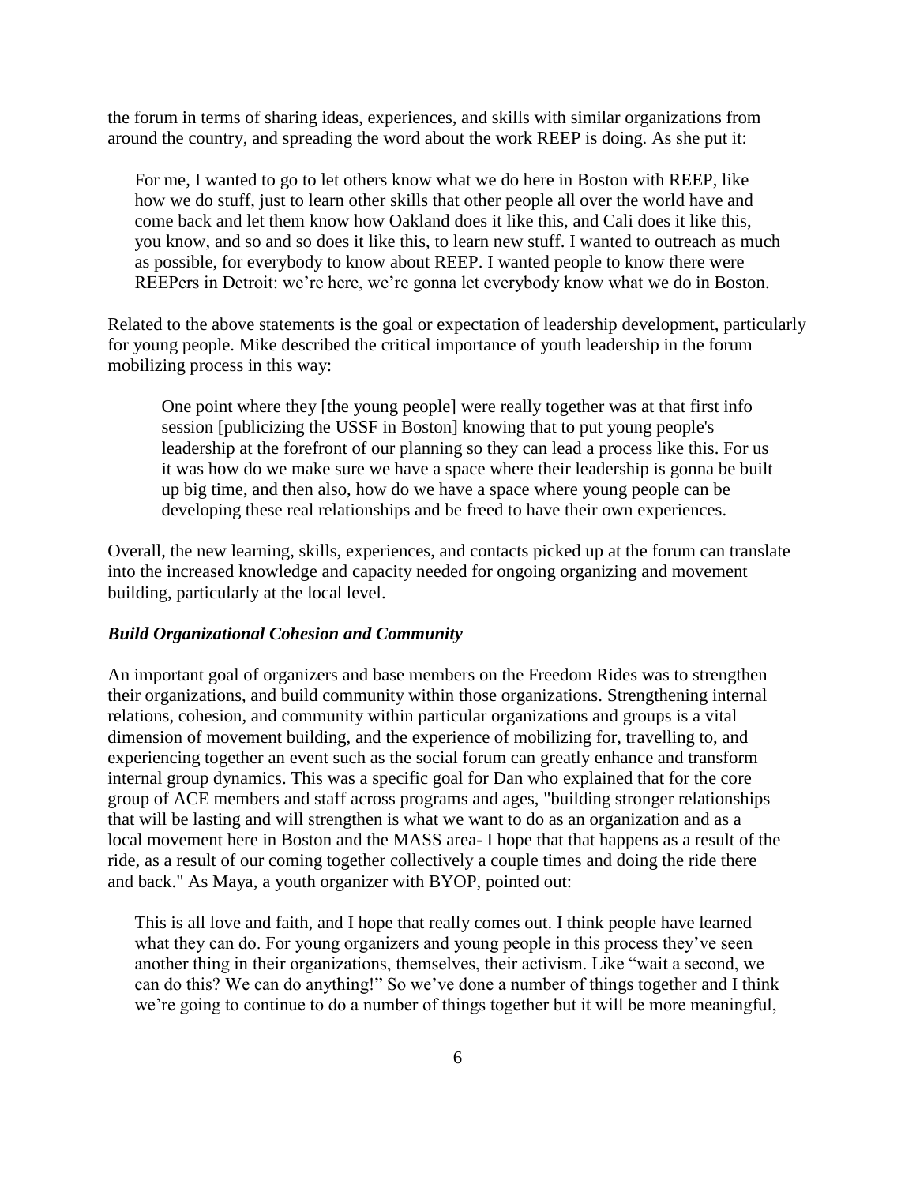the forum in terms of sharing ideas, experiences, and skills with similar organizations from around the country, and spreading the word about the work REEP is doing. As she put it:

> For me, I wanted to go to let others know what we do here in Boston with REEP, like how we do stuff, just to learn other skills that other people all over the world have and come back and let them know how Oakland does it like this, and Cali does it like this, you know, and so and so does it like this, to learn new stuff. I wanted to outreach as much as possible, for everybody to know about REEP. I wanted people to know there were REEPers in Detroit: we're here, we're gonna let everybody know what we do in Boston.

Related to the above statements is the goal or expectation of leadership development, particularly for young people. Mike described the critical importance of youth leadership in the forum mobilizing process in this way:

> One point where they [the young people] were really together was at that first info session [publicizing the USSF in Boston] knowing that to put young people's leadership at the forefront of our planning so they can lead a process like this. For us it was how do we make sure we have a space where their leadership is gonna be built up big time, and then also, how do we have a space where young people can be developing these real relationships and be freed to have their own experiences.

Overall, the new learning, skills, experiences, and contacts picked up at the forum can translate into the increased knowledge and capacity needed for ongoing organizing and movement building, particularly at the local level.

### *Build Organizational Cohesion and Community*

An important goal of organizers and base members on the Freedom Rides was to strengthen their organizations, and build community within those organizations. Strengthening internal relations, cohesion, and community within particular organizations and groups is a vital dimension of movement building, and the experience of mobilizing for, travelling to, and experiencing together an event such as the social forum can greatly enhance and transform internal group dynamics. This was a specific goal for Dan who explained that for the core group of ACE members and staff across programs and ages, "building stronger relationships that will be lasting and will strengthen is what we want to do as an organization and as a local movement here in Boston and the MASS area- I hope that that happens as a result of the ride, as a result of our coming together collectively a couple times and doing the ride there and back." As Maya, a youth organizer with BYOP, pointed out:

> This is all love and faith, and I hope that really comes out. I think people have learned what they can do. For young organizers and young people in this process they've seen another thing in their organizations, themselves, their activism. Like "wait a second, we can do this? We can do anything!" So we've done a number of things together and I think we're going to continue to do a number of things together but it will be more meaningful,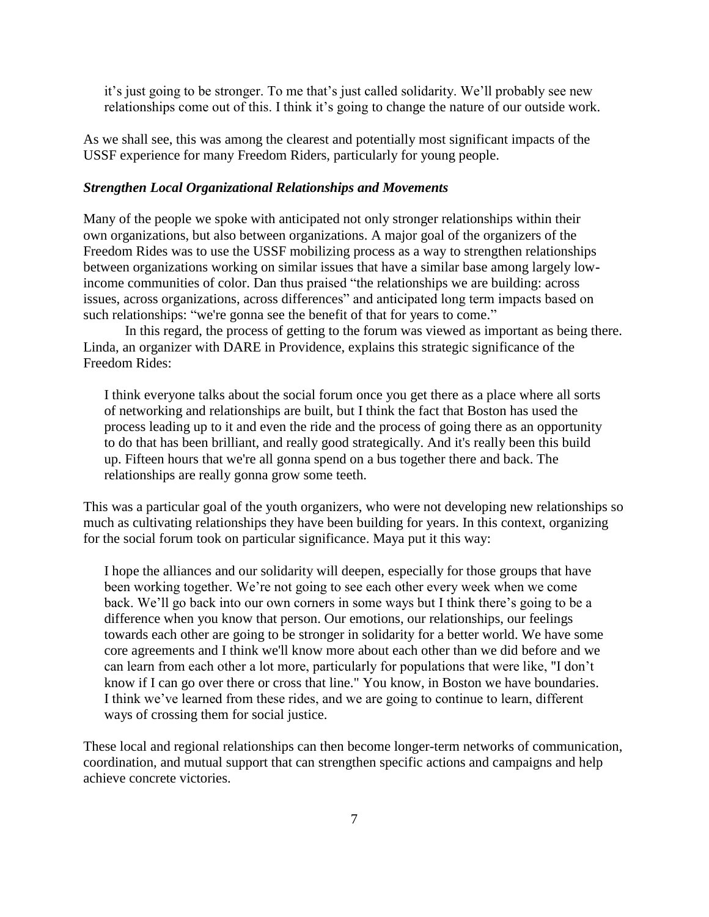> it's just going to be stronger. To me that's just called solidarity. We'll probably see new relationships come out of this. I think it's going to change the nature of our outside work.

As we shall see, this was among the clearest and potentially most significant impacts of the USSF experience for many Freedom Riders, particularly for young people.

### *Strengthen Local Organizational Relationships and Movements*

Many of the people we spoke with anticipated not only stronger relationships within their own organizations, but also between organizations. A major goal of the organizers of the Freedom Rides was to use the USSF mobilizing process as a way to strengthen relationships between organizations working on similar issues that have a similar base among largely low-income communities of color. Dan thus praised "the relationships we are building: across issues, across organizations, across differences" and anticipated long term impacts based on such relationships: "we're gonna see the benefit of that for years to come."

In this regard, the process of getting to the forum was viewed as important as being there. Linda, an organizer with DARE in Providence, explains this strategic significance of the Freedom Rides:

> I think everyone talks about the social forum once you get there as a place where all sorts of networking and relationships are built, but I think the fact that Boston has used the process leading up to it and even the ride and the process of going there as an opportunity to do that has been brilliant, and really good strategically. And it's really been this build up. Fifteen hours that we're all gonna spend on a bus together there and back. The relationships are really gonna grow some teeth.

This was a particular goal of the youth organizers, who were not developing new relationships so much as cultivating relationships they have been building for years. In this context, organizing for the social forum took on particular significance. Maya put it this way:

> I hope the alliances and our solidarity will deepen, especially for those groups that have been working together. We're not going to see each other every week when we come back. We'll go back into our own corners in some ways but I think there's going to be a difference when you know that person. Our emotions, our relationships, our feelings towards each other are going to be stronger in solidarity for a better world. We have some core agreements and I think we'll know more about each other than we did before and we can learn from each other a lot more, particularly for populations that were like, "I don't know if I can go over there or cross that line." You know, in Boston we have boundaries. I think we've learned from these rides, and we are going to continue to learn, different ways of crossing them for social justice.

These local and regional relationships can then become longer-term networks of communication, coordination, and mutual support that can strengthen specific actions and campaigns and help achieve concrete victories.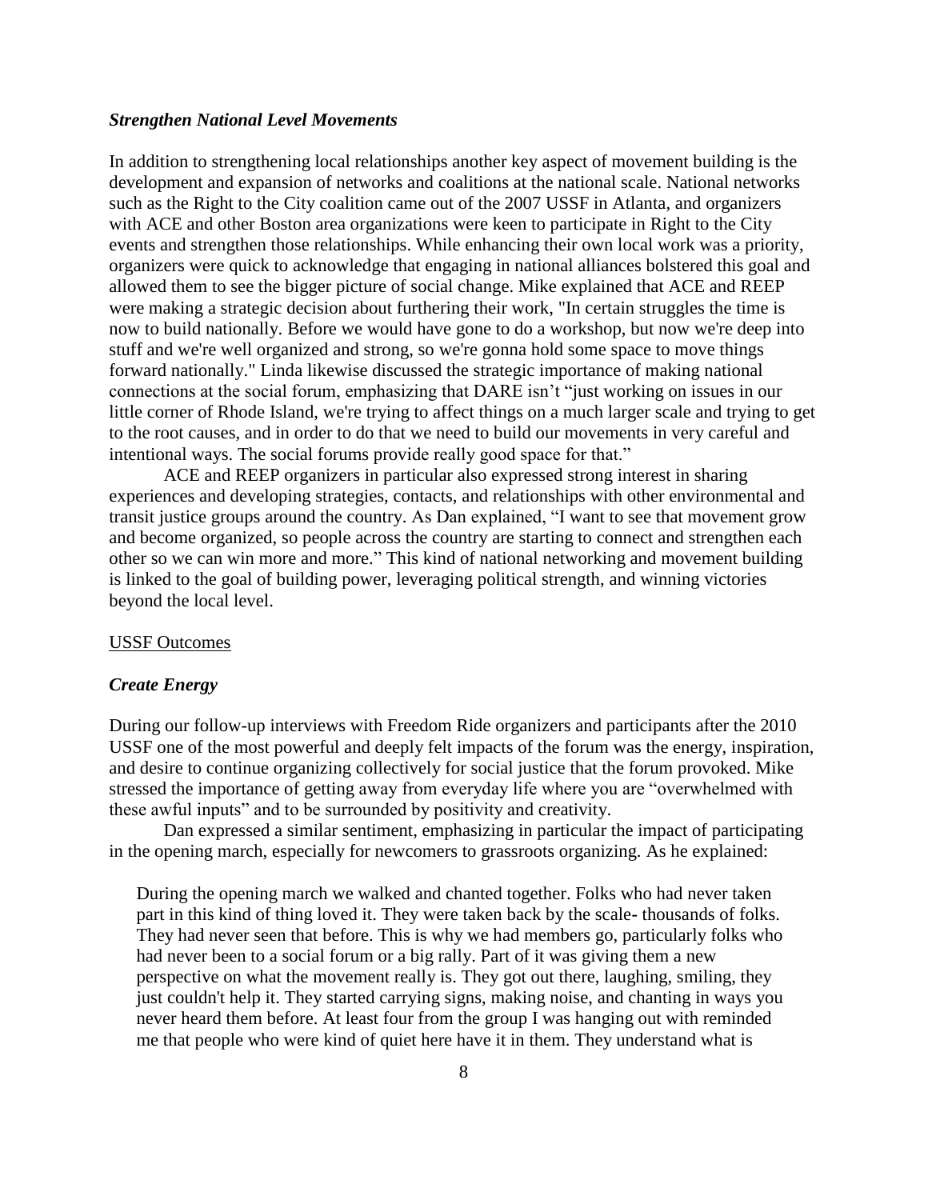### *Strengthen National Level Movements*

In addition to strengthening local relationships another key aspect of movement building is the development and expansion of networks and coalitions at the national scale. National networks such as the Right to the City coalition came out of the 2007 USSF in Atlanta, and organizers with ACE and other Boston area organizations were keen to participate in Right to the City events and strengthen those relationships. While enhancing their own local work was a priority, organizers were quick to acknowledge that engaging in national alliances bolstered this goal and allowed them to see the bigger picture of social change. Mike explained that ACE and REEP were making a strategic decision about furthering their work, "In certain struggles the time is now to build nationally. Before we would have gone to do a workshop, but now we're deep into stuff and we're well organized and strong, so we're gonna hold some space to move things forward nationally." Linda likewise discussed the strategic importance of making national connections at the social forum, emphasizing that DARE isn't "just working on issues in our little corner of Rhode Island, we're trying to affect things on a much larger scale and trying to get to the root causes, and in order to do that we need to build our movements in very careful and intentional ways. The social forums provide really good space for that."

ACE and REEP organizers in particular also expressed strong interest in sharing experiences and developing strategies, contacts, and relationships with other environmental and transit justice groups around the country. As Dan explained, "I want to see that movement grow and become organized, so people across the country are starting to connect and strengthen each other so we can win more and more." This kind of national networking and movement building is linked to the goal of building power, leveraging political strength, and winning victories beyond the local level.

## USSF Outcomes

### *Create Energy*

During our follow-up interviews with Freedom Ride organizers and participants after the 2010 USSF one of the most powerful and deeply felt impacts of the forum was the energy, inspiration, and desire to continue organizing collectively for social justice that the forum provoked. Mike stressed the importance of getting away from everyday life where you are "overwhelmed with these awful inputs" and to be surrounded by positivity and creativity.

Dan expressed a similar sentiment, emphasizing in particular the impact of participating in the opening march, especially for newcomers to grassroots organizing. As he explained:

> During the opening march we walked and chanted together. Folks who had never taken part in this kind of thing loved it. They were taken back by the scale- thousands of folks. They had never seen that before. This is why we had members go, particularly folks who had never been to a social forum or a big rally. Part of it was giving them a new perspective on what the movement really is. They got out there, laughing, smiling, they just couldn't help it. They started carrying signs, making noise, and chanting in ways you never heard them before. At least four from the group I was hanging out with reminded me that people who were kind of quiet here have it in them. They understand what is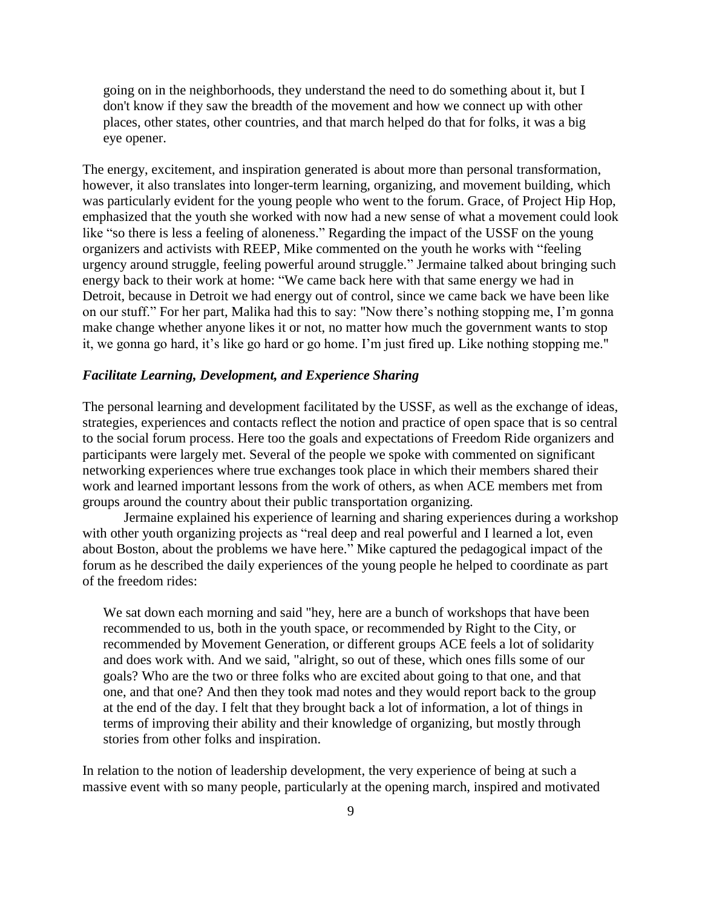> going on in the neighborhoods, they understand the need to do something about it, but I don't know if they saw the breadth of the movement and how we connect up with other places, other states, other countries, and that march helped do that for folks, it was a big eye opener.

The energy, excitement, and inspiration generated is about more than personal transformation, however, it also translates into longer-term learning, organizing, and movement building, which was particularly evident for the young people who went to the forum. Grace, of Project Hip Hop, emphasized that the youth she worked with now had a new sense of what a movement could look like "so there is less a feeling of aloneness." Regarding the impact of the USSF on the young organizers and activists with REEP, Mike commented on the youth he works with "feeling urgency around struggle, feeling powerful around struggle." Jermaine talked about bringing such energy back to their work at home: "We came back here with that same energy we had in Detroit, because in Detroit we had energy out of control, since we came back we have been like on our stuff." For her part, Malika had this to say: "Now there's nothing stopping me, I'm gonna make change whether anyone likes it or not, no matter how much the government wants to stop it, we gonna go hard, it's like go hard or go home. I'm just fired up. Like nothing stopping me."

### *Facilitate Learning, Development, and Experience Sharing*

The personal learning and development facilitated by the USSF, as well as the exchange of ideas, strategies, experiences and contacts reflect the notion and practice of open space that is so central to the social forum process. Here too the goals and expectations of Freedom Ride organizers and participants were largely met. Several of the people we spoke with commented on significant networking experiences where true exchanges took place in which their members shared their work and learned important lessons from the work of others, as when ACE members met from groups around the country about their public transportation organizing.

Jermaine explained his experience of learning and sharing experiences during a workshop with other youth organizing projects as "real deep and real powerful and I learned a lot, even about Boston, about the problems we have here." Mike captured the pedagogical impact of the forum as he described the daily experiences of the young people he helped to coordinate as part of the freedom rides:

> We sat down each morning and said "hey, here are a bunch of workshops that have been recommended to us, both in the youth space, or recommended by Right to the City, or recommended by Movement Generation, or different groups ACE feels a lot of solidarity and does work with. And we said, "alright, so out of these, which ones fills some of our goals? Who are the two or three folks who are excited about going to that one, and that one, and that one? And then they took mad notes and they would report back to the group at the end of the day. I felt that they brought back a lot of information, a lot of things in terms of improving their ability and their knowledge of organizing, but mostly through stories from other folks and inspiration.

In relation to the notion of leadership development, the very experience of being at such a massive event with so many people, particularly at the opening march, inspired and motivated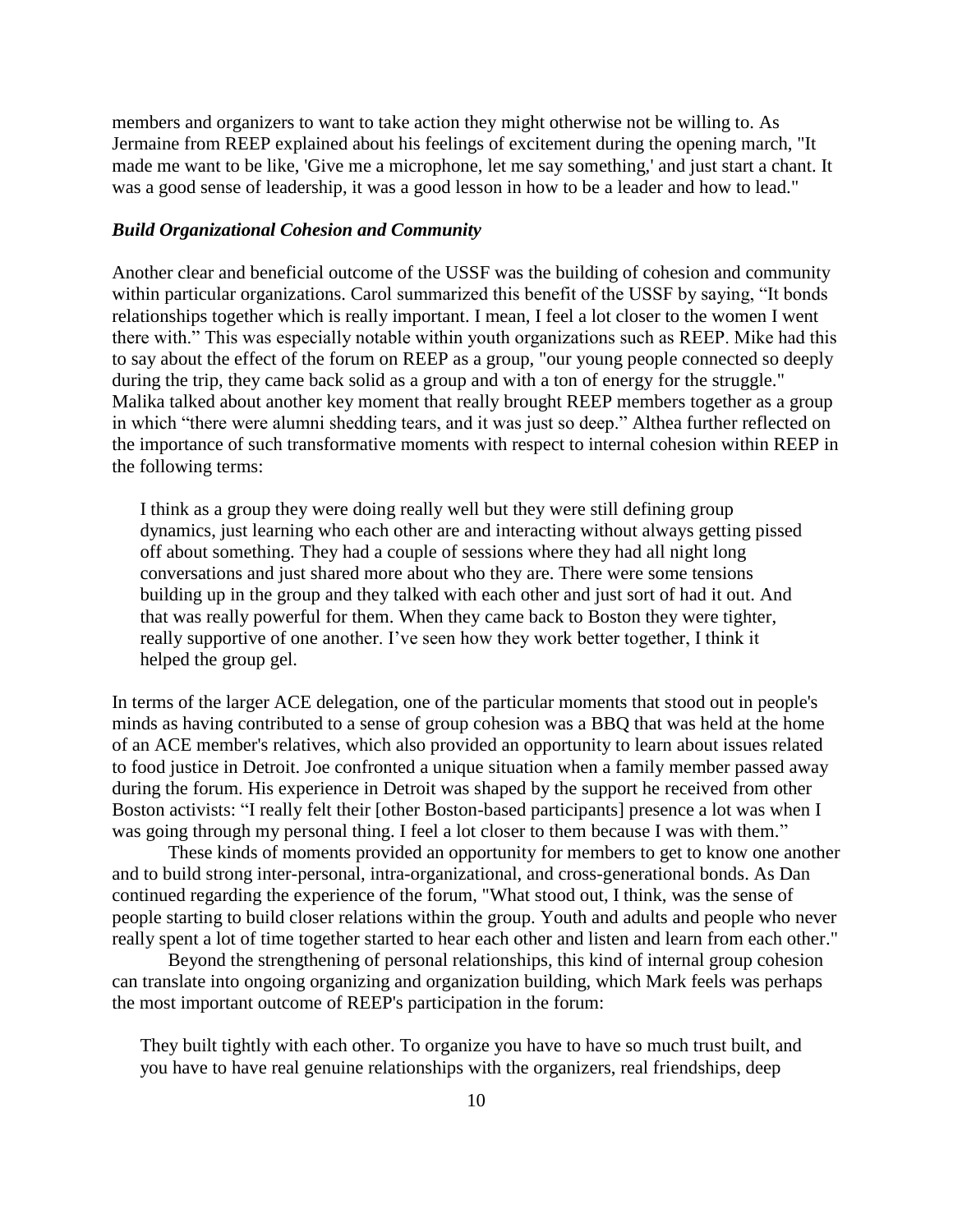members and organizers to want to take action they might otherwise not be willing to. As Jermaine from REEP explained about his feelings of excitement during the opening march, "It made me want to be like, 'Give me a microphone, let me say something,' and just start a chant. It was a good sense of leadership, it was a good lesson in how to be a leader and how to lead."

### *Build Organizational Cohesion and Community*

Another clear and beneficial outcome of the USSF was the building of cohesion and community within particular organizations. Carol summarized this benefit of the USSF by saying, "It bonds relationships together which is really important. I mean, I feel a lot closer to the women I went there with." This was especially notable within youth organizations such as REEP. Mike had this to say about the effect of the forum on REEP as a group, "our young people connected so deeply during the trip, they came back solid as a group and with a ton of energy for the struggle." Malika talked about another key moment that really brought REEP members together as a group in which "there were alumni shedding tears, and it was just so deep." Althea further reflected on the importance of such transformative moments with respect to internal cohesion within REEP in the following terms:

> I think as a group they were doing really well but they were still defining group dynamics, just learning who each other are and interacting without always getting pissed off about something. They had a couple of sessions where they had all night long conversations and just shared more about who they are. There were some tensions building up in the group and they talked with each other and just sort of had it out. And that was really powerful for them. When they came back to Boston they were tighter, really supportive of one another. I've seen how they work better together, I think it helped the group gel.

In terms of the larger ACE delegation, one of the particular moments that stood out in people's minds as having contributed to a sense of group cohesion was a BBQ that was held at the home of an ACE member's relatives, which also provided an opportunity to learn about issues related to food justice in Detroit. Joe confronted a unique situation when a family member passed away during the forum. His experience in Detroit was shaped by the support he received from other Boston activists: "I really felt their [other Boston-based participants] presence a lot was when I was going through my personal thing. I feel a lot closer to them because I was with them."

These kinds of moments provided an opportunity for members to get to know one another and to build strong inter-personal, intra-organizational, and cross-generational bonds. As Dan continued regarding the experience of the forum, "What stood out, I think, was the sense of people starting to build closer relations within the group. Youth and adults and people who never really spent a lot of time together started to hear each other and listen and learn from each other."

Beyond the strengthening of personal relationships, this kind of internal group cohesion can translate into ongoing organizing and organization building, which Mark feels was perhaps the most important outcome of REEP's participation in the forum:

> They built tightly with each other. To organize you have to have so much trust built, and you have to have real genuine relationships with the organizers, real friendships, deep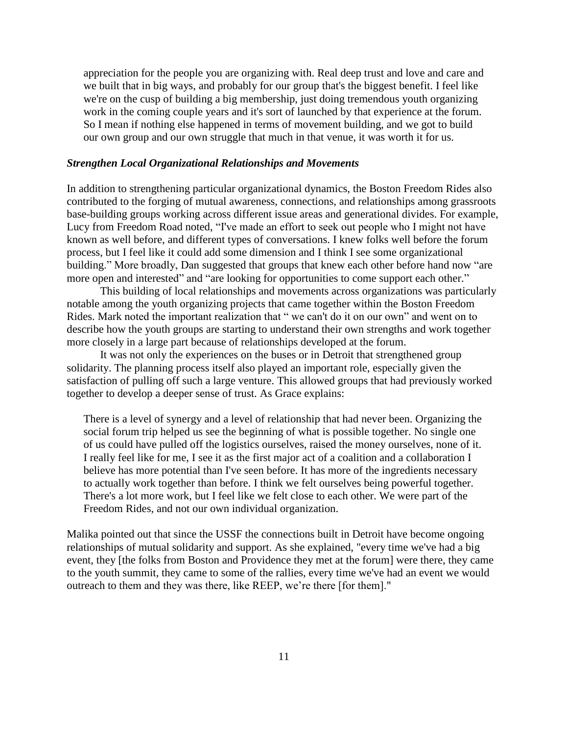appreciation for the people you are organizing with. Real deep trust and love and care and we built that in big ways, and probably for our group that's the biggest benefit. I feel like we're on the cusp of building a big membership, just doing tremendous youth organizing work in the coming couple years and it's sort of launched by that experience at the forum. So I mean if nothing else happened in terms of movement building, and we got to build our own group and our own struggle that much in that venue, it was worth it for us.

### *Strengthen Local Organizational Relationships and Movements*

In addition to strengthening particular organizational dynamics, the Boston Freedom Rides also contributed to the forging of mutual awareness, connections, and relationships among grassroots base-building groups working across different issue areas and generational divides. For example, Lucy from Freedom Road noted, "I've made an effort to seek out people who I might not have known as well before, and different types of conversations. I knew folks well before the forum process, but I feel like it could add some dimension and I think I see some organizational building." More broadly, Dan suggested that groups that knew each other before hand now "are more open and interested" and "are looking for opportunities to come support each other."

This building of local relationships and movements across organizations was particularly notable among the youth organizing projects that came together within the Boston Freedom Rides. Mark noted the important realization that " we can't do it on our own" and went on to describe how the youth groups are starting to understand their own strengths and work together more closely in a large part because of relationships developed at the forum.

It was not only the experiences on the buses or in Detroit that strengthened group solidarity. The planning process itself also played an important role, especially given the satisfaction of pulling off such a large venture. This allowed groups that had previously worked together to develop a deeper sense of trust. As Grace explains:

> There is a level of synergy and a level of relationship that had never been. Organizing the social forum trip helped us see the beginning of what is possible together. No single one of us could have pulled off the logistics ourselves, raised the money ourselves, none of it. I really feel like for me, I see it as the first major act of a coalition and a collaboration I believe has more potential than I've seen before. It has more of the ingredients necessary to actually work together than before. I think we felt ourselves being powerful together. There's a lot more work, but I feel like we felt close to each other. We were part of the Freedom Rides, and not our own individual organization.

Malika pointed out that since the USSF the connections built in Detroit have become ongoing relationships of mutual solidarity and support. As she explained, "every time we've had a big event, they [the folks from Boston and Providence they met at the forum] were there, they came to the youth summit, they came to some of the rallies, every time we've had an event we would outreach to them and they was there, like REEP, we're there [for them]."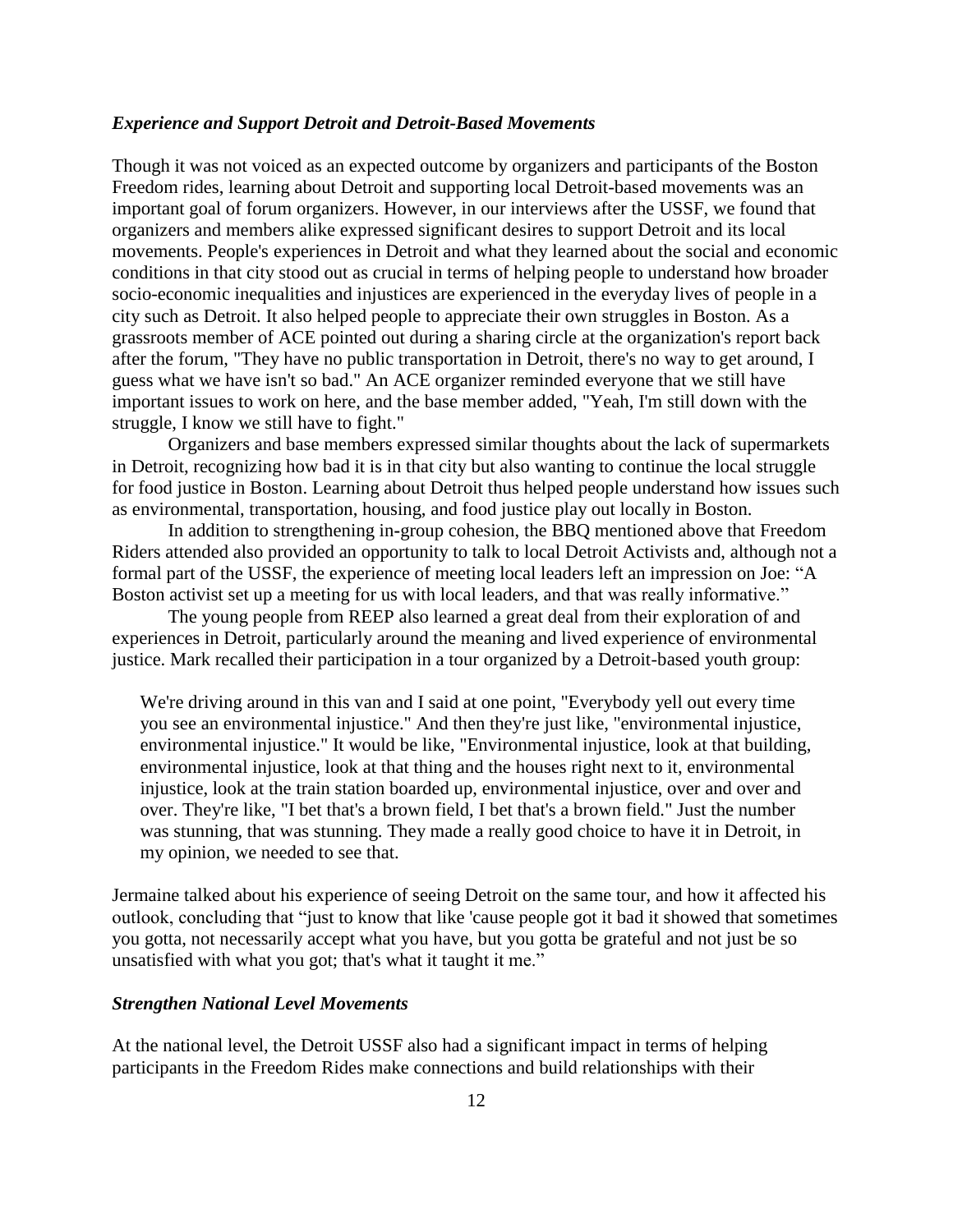### *Experience and Support Detroit and Detroit-Based Movements*

Though it was not voiced as an expected outcome by organizers and participants of the Boston Freedom rides, learning about Detroit and supporting local Detroit-based movements was an important goal of forum organizers. However, in our interviews after the USSF, we found that organizers and members alike expressed significant desires to support Detroit and its local movements. People's experiences in Detroit and what they learned about the social and economic conditions in that city stood out as crucial in terms of helping people to understand how broader socio-economic inequalities and injustices are experienced in the everyday lives of people in a city such as Detroit. It also helped people to appreciate their own struggles in Boston. As a grassroots member of ACE pointed out during a sharing circle at the organization's report back after the forum, "They have no public transportation in Detroit, there's no way to get around, I guess what we have isn't so bad." An ACE organizer reminded everyone that we still have important issues to work on here, and the base member added, "Yeah, I'm still down with the struggle, I know we still have to fight."

Organizers and base members expressed similar thoughts about the lack of supermarkets in Detroit, recognizing how bad it is in that city but also wanting to continue the local struggle for food justice in Boston. Learning about Detroit thus helped people understand how issues such as environmental, transportation, housing, and food justice play out locally in Boston.

In addition to strengthening in-group cohesion, the BBQ mentioned above that Freedom Riders attended also provided an opportunity to talk to local Detroit Activists and, although not a formal part of the USSF, the experience of meeting local leaders left an impression on Joe: "A Boston activist set up a meeting for us with local leaders, and that was really informative."

The young people from REEP also learned a great deal from their exploration of and experiences in Detroit, particularly around the meaning and lived experience of environmental justice. Mark recalled their participation in a tour organized by a Detroit-based youth group:

> We're driving around in this van and I said at one point, "Everybody yell out every time you see an environmental injustice." And then they're just like, "environmental injustice, environmental injustice." It would be like, "Environmental injustice, look at that building, environmental injustice, look at that thing and the houses right next to it, environmental injustice, look at the train station boarded up, environmental injustice, over and over and over. They're like, "I bet that's a brown field, I bet that's a brown field." Just the number was stunning, that was stunning. They made a really good choice to have it in Detroit, in my opinion, we needed to see that.

Jermaine talked about his experience of seeing Detroit on the same tour, and how it affected his outlook, concluding that "just to know that like 'cause people got it bad it showed that sometimes you gotta, not necessarily accept what you have, but you gotta be grateful and not just be so unsatisfied with what you got; that's what it taught it me."

### *Strengthen National Level Movements*

At the national level, the Detroit USSF also had a significant impact in terms of helping participants in the Freedom Rides make connections and build relationships with their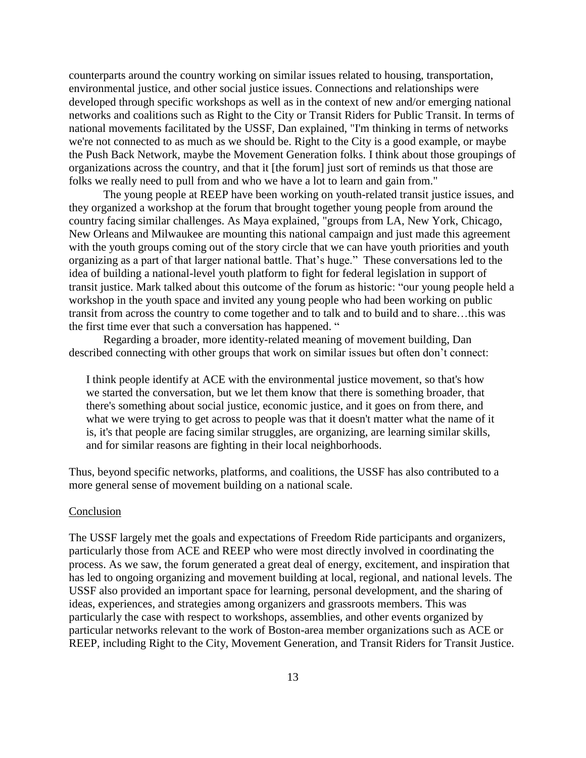counterparts around the country working on similar issues related to housing, transportation, environmental justice, and other social justice issues. Connections and relationships were developed through specific workshops as well as in the context of new and/or emerging national networks and coalitions such as Right to the City or Transit Riders for Public Transit. In terms of national movements facilitated by the USSF, Dan explained, "I'm thinking in terms of networks we're not connected to as much as we should be. Right to the City is a good example, or maybe the Push Back Network, maybe the Movement Generation folks. I think about those groupings of organizations across the country, and that it [the forum] just sort of reminds us that those are folks we really need to pull from and who we have a lot to learn and gain from."

The young people at REEP have been working on youth-related transit justice issues, and they organized a workshop at the forum that brought together young people from around the country facing similar challenges. As Maya explained, "groups from LA, New York, Chicago, New Orleans and Milwaukee are mounting this national campaign and just made this agreement with the youth groups coming out of the story circle that we can have youth priorities and youth organizing as a part of that larger national battle. That's huge." These conversations led to the idea of building a national-level youth platform to fight for federal legislation in support of transit justice. Mark talked about this outcome of the forum as historic: "our young people held a workshop in the youth space and invited any young people who had been working on public transit from across the country to come together and to talk and to build and to share…this was the first time ever that such a conversation has happened. "

Regarding a broader, more identity-related meaning of movement building, Dan described connecting with other groups that work on similar issues but often don't connect:

> I think people identify at ACE with the environmental justice movement, so that's how we started the conversation, but we let them know that there is something broader, that there's something about social justice, economic justice, and it goes on from there, and what we were trying to get across to people was that it doesn't matter what the name of it is, it's that people are facing similar struggles, are organizing, are learning similar skills, and for similar reasons are fighting in their local neighborhoods.

Thus, beyond specific networks, platforms, and coalitions, the USSF has also contributed to a more general sense of movement building on a national scale.

## Conclusion

The USSF largely met the goals and expectations of Freedom Ride participants and organizers, particularly those from ACE and REEP who were most directly involved in coordinating the process. As we saw, the forum generated a great deal of energy, excitement, and inspiration that has led to ongoing organizing and movement building at local, regional, and national levels. The USSF also provided an important space for learning, personal development, and the sharing of ideas, experiences, and strategies among organizers and grassroots members. This was particularly the case with respect to workshops, assemblies, and other events organized by particular networks relevant to the work of Boston-area member organizations such as ACE or REEP, including Right to the City, Movement Generation, and Transit Riders for Transit Justice.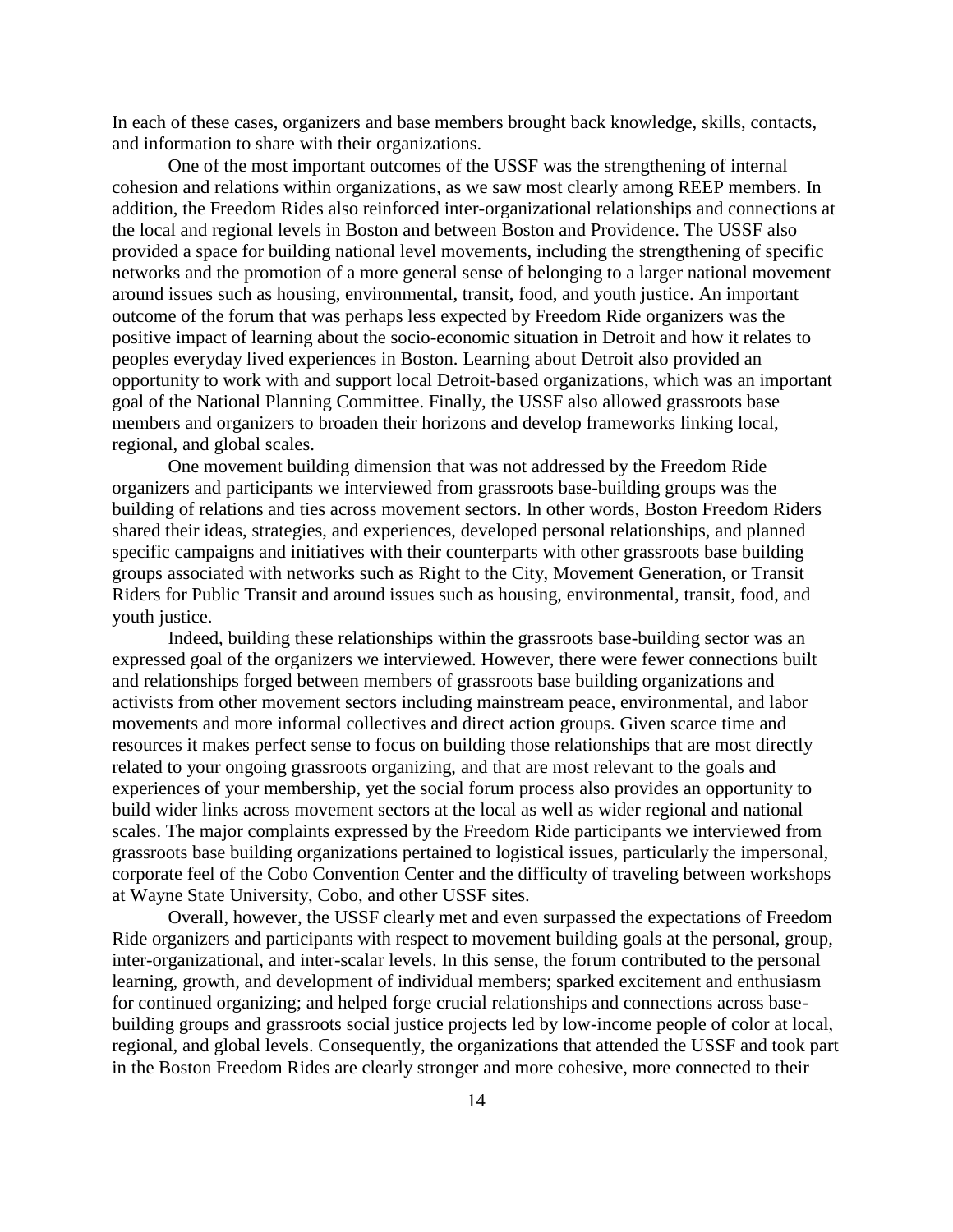In each of these cases, organizers and base members brought back knowledge, skills, contacts, and information to share with their organizations.

One of the most important outcomes of the USSF was the strengthening of internal cohesion and relations within organizations, as we saw most clearly among REEP members. In addition, the Freedom Rides also reinforced inter-organizational relationships and connections at the local and regional levels in Boston and between Boston and Providence. The USSF also provided a space for building national level movements, including the strengthening of specific networks and the promotion of a more general sense of belonging to a larger national movement around issues such as housing, environmental, transit, food, and youth justice. An important outcome of the forum that was perhaps less expected by Freedom Ride organizers was the positive impact of learning about the socio-economic situation in Detroit and how it relates to peoples everyday lived experiences in Boston. Learning about Detroit also provided an opportunity to work with and support local Detroit-based organizations, which was an important goal of the National Planning Committee. Finally, the USSF also allowed grassroots base members and organizers to broaden their horizons and develop frameworks linking local, regional, and global scales.

One movement building dimension that was not addressed by the Freedom Ride organizers and participants we interviewed from grassroots base-building groups was the building of relations and ties across movement sectors. In other words, Boston Freedom Riders shared their ideas, strategies, and experiences, developed personal relationships, and planned specific campaigns and initiatives with their counterparts with other grassroots base building groups associated with networks such as Right to the City, Movement Generation, or Transit Riders for Public Transit and around issues such as housing, environmental, transit, food, and youth justice.

Indeed, building these relationships within the grassroots base-building sector was an expressed goal of the organizers we interviewed. However, there were fewer connections built and relationships forged between members of grassroots base building organizations and activists from other movement sectors including mainstream peace, environmental, and labor movements and more informal collectives and direct action groups. Given scarce time and resources it makes perfect sense to focus on building those relationships that are most directly related to your ongoing grassroots organizing, and that are most relevant to the goals and experiences of your membership, yet the social forum process also provides an opportunity to build wider links across movement sectors at the local as well as wider regional and national scales. The major complaints expressed by the Freedom Ride participants we interviewed from grassroots base building organizations pertained to logistical issues, particularly the impersonal, corporate feel of the Cobo Convention Center and the difficulty of traveling between workshops at Wayne State University, Cobo, and other USSF sites.

Overall, however, the USSF clearly met and even surpassed the expectations of Freedom Ride organizers and participants with respect to movement building goals at the personal, group, inter-organizational, and inter-scalar levels. In this sense, the forum contributed to the personal learning, growth, and development of individual members; sparked excitement and enthusiasm for continued organizing; and helped forge crucial relationships and connections across base-building groups and grassroots social justice projects led by low-income people of color at local, regional, and global levels. Consequently, the organizations that attended the USSF and took part in the Boston Freedom Rides are clearly stronger and more cohesive, more connected to their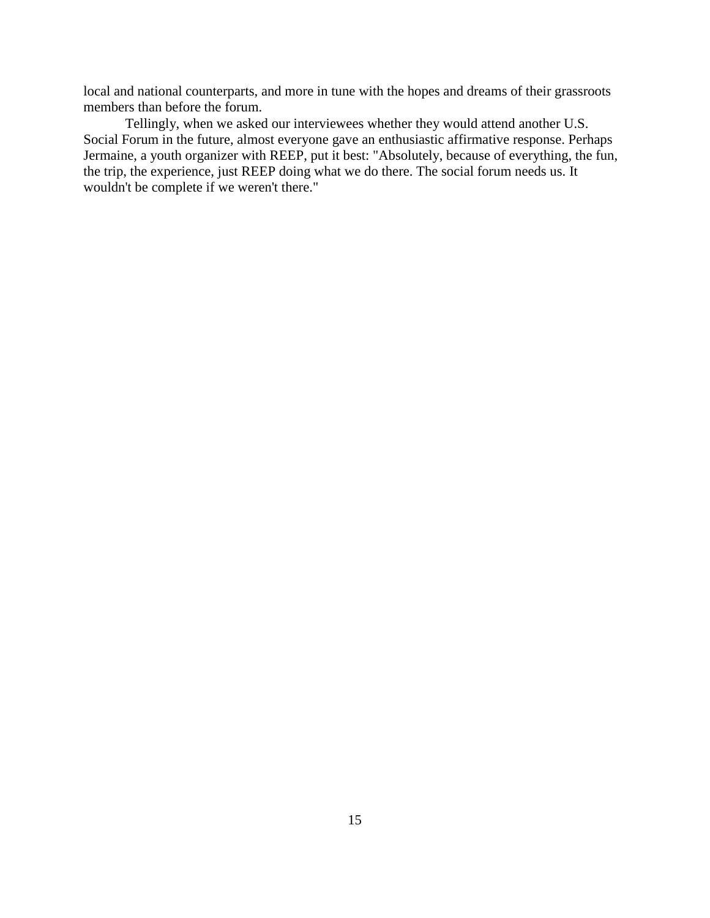local and national counterparts, and more in tune with the hopes and dreams of their grassroots members than before the forum.

Tellingly, when we asked our interviewees whether they would attend another U.S. Social Forum in the future, almost everyone gave an enthusiastic affirmative response. Perhaps Jermaine, a youth organizer with REEP, put it best: "Absolutely, because of everything, the fun, the trip, the experience, just REEP doing what we do there. The social forum needs us. It wouldn't be complete if we weren't there."